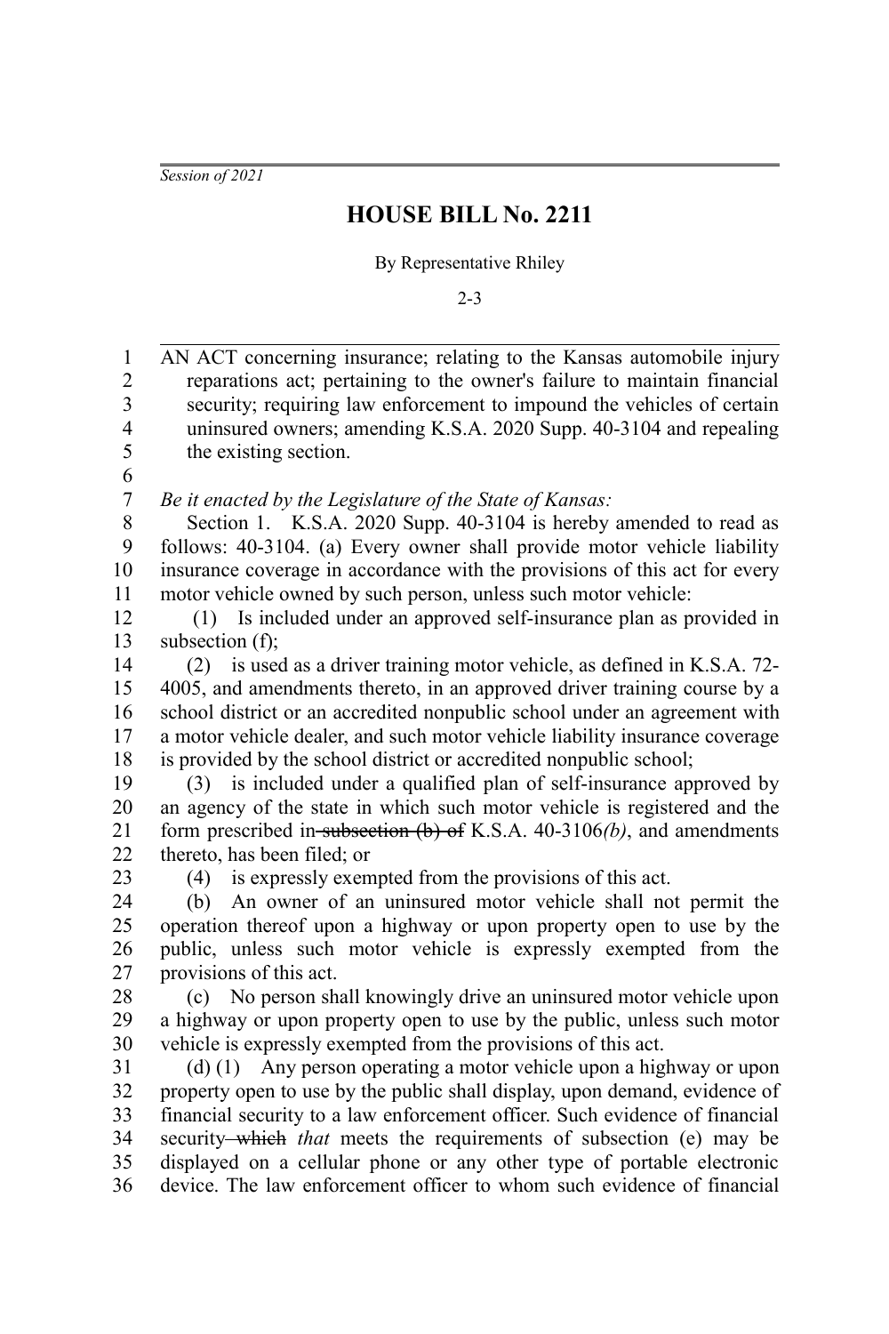*Session of 2021*

# HOUSE BILL No. 2211

By Representative Rhiley

2-3

AN ACT concerning insurance; relating to the Kansas automobile injury reparations act; pertaining to the owner's failure to maintain financial security; requiring law enforcement to impound the vehicles of certain uninsured owners; amending K.S.A. 2020 Supp. 40-3104 and repealing the existing section.

*Be it enacted by the Legislature of the State of Kansas:*

Section 1. K.S.A. 2020 Supp. 40-3104 is hereby amended to read as follows: 40-3104. (a) Every owner shall provide motor vehicle liability insurance coverage in accordance with the provisions of this act for every motor vehicle owned by such person, unless such motor vehicle:

(1) Is included under an approved self-insurance plan as provided in subsection (f);

(2) is used as a driver training motor vehicle, as defined in K.S.A. 72-4005, and amendments thereto, in an approved driver training course by a school district or an accredited nonpublic school under an agreement with a motor vehicle dealer, and such motor vehicle liability insurance coverage is provided by the school district or accredited nonpublic school;

(3) is included under a qualified plan of self-insurance approved by an agency of the state in which such motor vehicle is registered and the form prescribed in ~~subsection (b) of~~ K.S.A. 40-3106*(b)*, and amendments thereto, has been filed; or

(4) is expressly exempted from the provisions of this act.

(b) An owner of an uninsured motor vehicle shall not permit the operation thereof upon a highway or upon property open to use by the public, unless such motor vehicle is expressly exempted from the provisions of this act.

(c) No person shall knowingly drive an uninsured motor vehicle upon a highway or upon property open to use by the public, unless such motor vehicle is expressly exempted from the provisions of this act.

(d) (1) Any person operating a motor vehicle upon a highway or upon property open to use by the public shall display, upon demand, evidence of financial security to a law enforcement officer. Such evidence of financial security ~~which~~ *that* meets the requirements of subsection (e) may be displayed on a cellular phone or any other type of portable electronic device. The law enforcement officer to whom such evidence of financial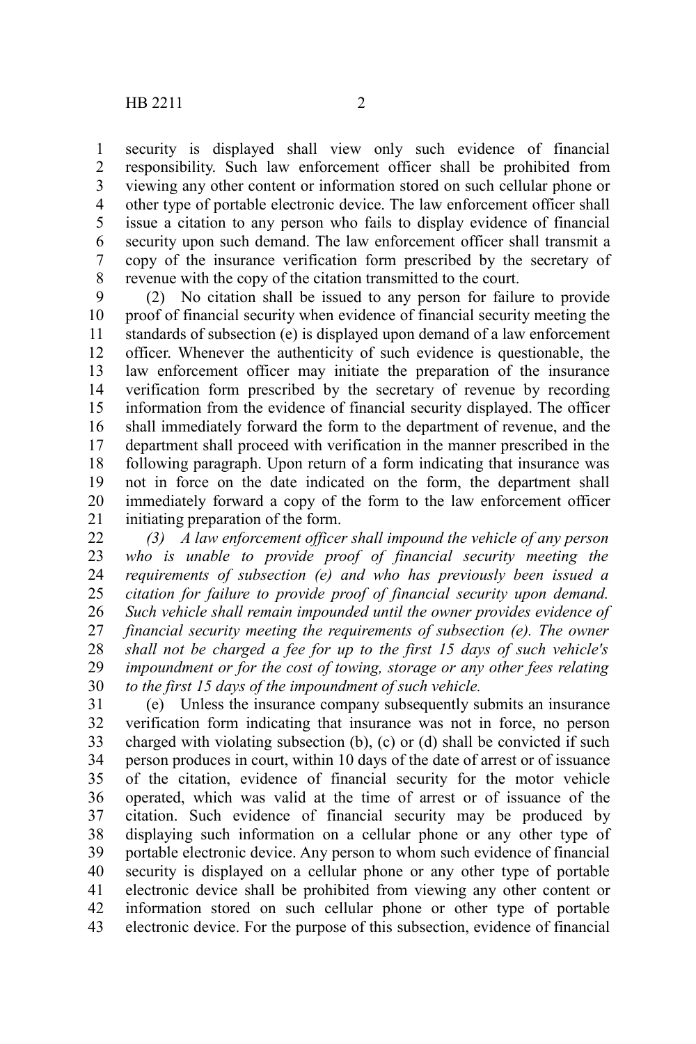security is displayed shall view only such evidence of financial responsibility. Such law enforcement officer shall be prohibited from viewing any other content or information stored on such cellular phone or other type of portable electronic device. The law enforcement officer shall issue a citation to any person who fails to display evidence of financial security upon such demand. The law enforcement officer shall transmit a copy of the insurance verification form prescribed by the secretary of revenue with the copy of the citation transmitted to the court.

(2) No citation shall be issued to any person for failure to provide proof of financial security when evidence of financial security meeting the standards of subsection (e) is displayed upon demand of a law enforcement officer. Whenever the authenticity of such evidence is questionable, the law enforcement officer may initiate the preparation of the insurance verification form prescribed by the secretary of revenue by recording information from the evidence of financial security displayed. The officer shall immediately forward the form to the department of revenue, and the department shall proceed with verification in the manner prescribed in the following paragraph. Upon return of a form indicating that insurance was not in force on the date indicated on the form, the department shall immediately forward a copy of the form to the law enforcement officer initiating preparation of the form.

*(3) A law enforcement officer shall impound the vehicle of any person who is unable to provide proof of financial security meeting the requirements of subsection (e) and who has previously been issued a citation for failure to provide proof of financial security upon demand. Such vehicle shall remain impounded until the owner provides evidence of financial security meeting the requirements of subsection (e). The owner shall not be charged a fee for up to the first 15 days of such vehicle's impoundment or for the cost of towing, storage or any other fees relating to the first 15 days of the impoundment of such vehicle.*

(e) Unless the insurance company subsequently submits an insurance verification form indicating that insurance was not in force, no person charged with violating subsection (b), (c) or (d) shall be convicted if such person produces in court, within 10 days of the date of arrest or of issuance of the citation, evidence of financial security for the motor vehicle operated, which was valid at the time of arrest or of issuance of the citation. Such evidence of financial security may be produced by displaying such information on a cellular phone or any other type of portable electronic device. Any person to whom such evidence of financial security is displayed on a cellular phone or any other type of portable electronic device shall be prohibited from viewing any other content or information stored on such cellular phone or other type of portable electronic device. For the purpose of this subsection, evidence of financial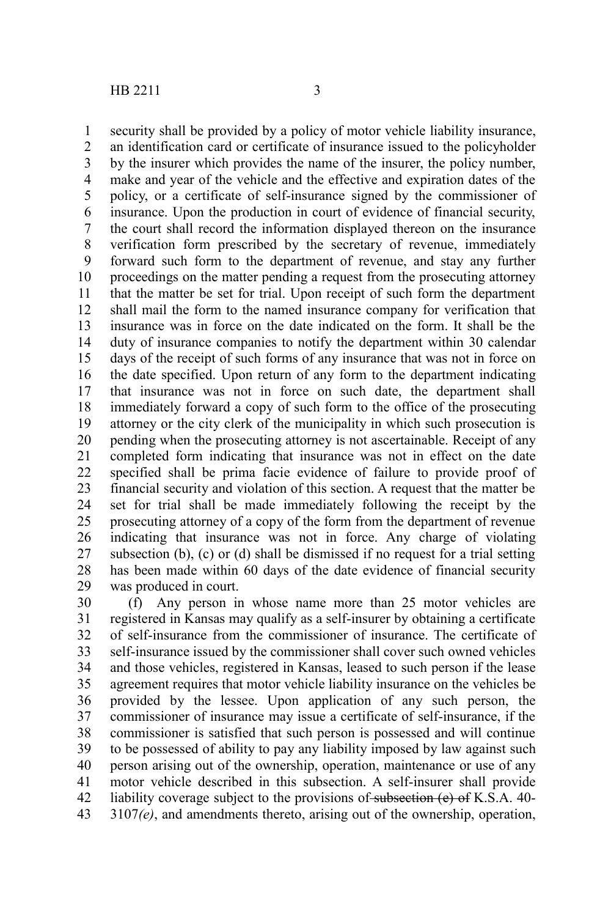security shall be provided by a policy of motor vehicle liability insurance, an identification card or certificate of insurance issued to the policyholder by the insurer which provides the name of the insurer, the policy number, make and year of the vehicle and the effective and expiration dates of the policy, or a certificate of self-insurance signed by the commissioner of insurance. Upon the production in court of evidence of financial security, the court shall record the information displayed thereon on the insurance verification form prescribed by the secretary of revenue, immediately forward such form to the department of revenue, and stay any further proceedings on the matter pending a request from the prosecuting attorney that the matter be set for trial. Upon receipt of such form the department shall mail the form to the named insurance company for verification that insurance was in force on the date indicated on the form. It shall be the duty of insurance companies to notify the department within 30 calendar days of the receipt of such forms of any insurance that was not in force on the date specified. Upon return of any form to the department indicating that insurance was not in force on such date, the department shall immediately forward a copy of such form to the office of the prosecuting attorney or the city clerk of the municipality in which such prosecution is pending when the prosecuting attorney is not ascertainable. Receipt of any completed form indicating that insurance was not in effect on the date specified shall be prima facie evidence of failure to provide proof of financial security and violation of this section. A request that the matter be set for trial shall be made immediately following the receipt by the prosecuting attorney of a copy of the form from the department of revenue indicating that insurance was not in force. Any charge of violating subsection (b), (c) or (d) shall be dismissed if no request for a trial setting has been made within 60 days of the date evidence of financial security was produced in court.

(f) Any person in whose name more than 25 motor vehicles are registered in Kansas may qualify as a self-insurer by obtaining a certificate of self-insurance from the commissioner of insurance. The certificate of self-insurance issued by the commissioner shall cover such owned vehicles and those vehicles, registered in Kansas, leased to such person if the lease agreement requires that motor vehicle liability insurance on the vehicles be provided by the lessee. Upon application of any such person, the commissioner of insurance may issue a certificate of self-insurance, if the commissioner is satisfied that such person is possessed and will continue to be possessed of ability to pay any liability imposed by law against such person arising out of the ownership, operation, maintenance or use of any motor vehicle described in this subsection. A self-insurer shall provide liability coverage subject to the provisions of ~~subsection (e) of~~ K.S.A. 40-3107*(e)*, and amendments thereto, arising out of the ownership, operation,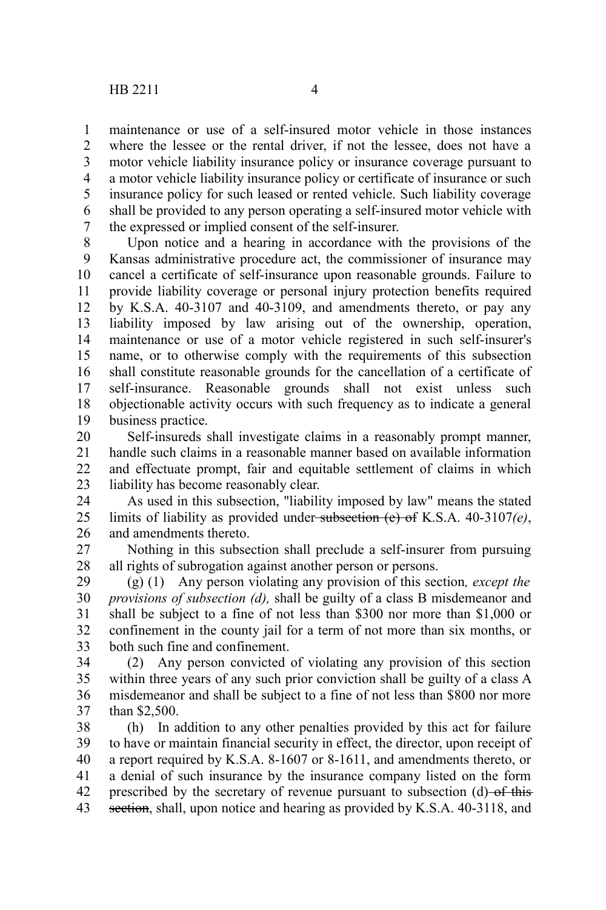maintenance or use of a self-insured motor vehicle in those instances where the lessee or the rental driver, if not the lessee, does not have a motor vehicle liability insurance policy or insurance coverage pursuant to a motor vehicle liability insurance policy or certificate of insurance or such insurance policy for such leased or rented vehicle. Such liability coverage shall be provided to any person operating a self-insured motor vehicle with the expressed or implied consent of the self-insurer.

Upon notice and a hearing in accordance with the provisions of the Kansas administrative procedure act, the commissioner of insurance may cancel a certificate of self-insurance upon reasonable grounds. Failure to provide liability coverage or personal injury protection benefits required by K.S.A. 40-3107 and 40-3109, and amendments thereto, or pay any liability imposed by law arising out of the ownership, operation, maintenance or use of a motor vehicle registered in such self-insurer's name, or to otherwise comply with the requirements of this subsection shall constitute reasonable grounds for the cancellation of a certificate of self-insurance. Reasonable grounds shall not exist unless such objectionable activity occurs with such frequency as to indicate a general business practice.

Self-insureds shall investigate claims in a reasonably prompt manner, handle such claims in a reasonable manner based on available information and effectuate prompt, fair and equitable settlement of claims in which liability has become reasonably clear.

As used in this subsection, "liability imposed by law" means the stated limits of liability as provided under ~~subsection (e) of~~ K.S.A. 40-3107*(e)*, and amendments thereto.

Nothing in this subsection shall preclude a self-insurer from pursuing all rights of subrogation against another person or persons.

(g) (1) Any person violating any provision of this section*, except the provisions of subsection (d),* shall be guilty of a class B misdemeanor and shall be subject to a fine of not less than $300 nor more than $1,000 or confinement in the county jail for a term of not more than six months, or both such fine and confinement.

(2) Any person convicted of violating any provision of this section within three years of any such prior conviction shall be guilty of a class A misdemeanor and shall be subject to a fine of not less than $800 nor more than $2,500.

(h) In addition to any other penalties provided by this act for failure to have or maintain financial security in effect, the director, upon receipt of a report required by K.S.A. 8-1607 or 8-1611, and amendments thereto, or a denial of such insurance by the insurance company listed on the form prescribed by the secretary of revenue pursuant to subsection (d) ~~of this section~~, shall, upon notice and hearing as provided by K.S.A. 40-3118, and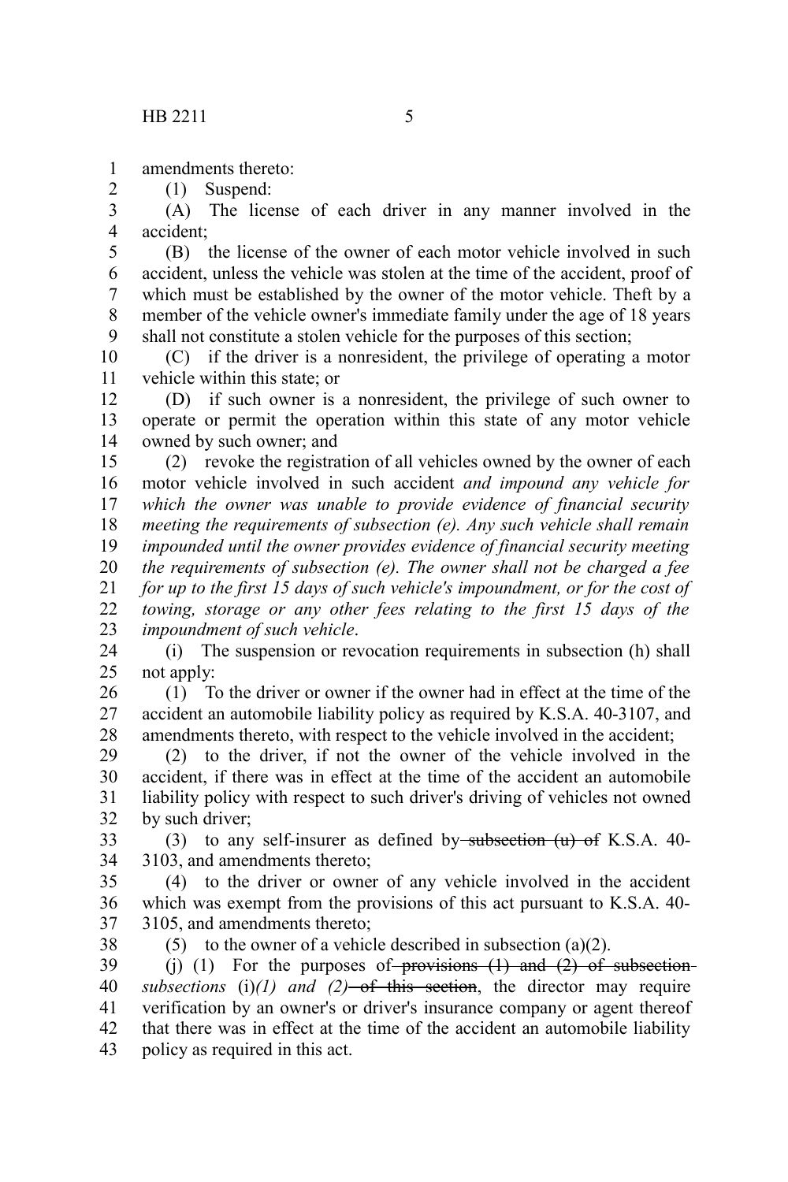amendments thereto:

(1) Suspend:

(A) The license of each driver in any manner involved in the accident;

(B) the license of the owner of each motor vehicle involved in such accident, unless the vehicle was stolen at the time of the accident, proof of which must be established by the owner of the motor vehicle. Theft by a member of the vehicle owner's immediate family under the age of 18 years shall not constitute a stolen vehicle for the purposes of this section;

(C) if the driver is a nonresident, the privilege of operating a motor vehicle within this state; or

(D) if such owner is a nonresident, the privilege of such owner to operate or permit the operation within this state of any motor vehicle owned by such owner; and

(2) revoke the registration of all vehicles owned by the owner of each motor vehicle involved in such accident *and impound any vehicle for which the owner was unable to provide evidence of financial security meeting the requirements of subsection (e). Any such vehicle shall remain impounded until the owner provides evidence of financial security meeting the requirements of subsection (e). The owner shall not be charged a fee for up to the first 15 days of such vehicle's impoundment, or for the cost of towing, storage or any other fees relating to the first 15 days of the impoundment of such vehicle*.

(i) The suspension or revocation requirements in subsection (h) shall not apply:

(1) To the driver or owner if the owner had in effect at the time of the accident an automobile liability policy as required by K.S.A. 40-3107, and amendments thereto, with respect to the vehicle involved in the accident;

(2) to the driver, if not the owner of the vehicle involved in the accident, if there was in effect at the time of the accident an automobile liability policy with respect to such driver's driving of vehicles not owned by such driver;

(3) to any self-insurer as defined by ~~subsection (u) of~~ K.S.A. 40-3103, and amendments thereto;

(4) to the driver or owner of any vehicle involved in the accident which was exempt from the provisions of this act pursuant to K.S.A. 40-3105, and amendments thereto;

(5) to the owner of a vehicle described in subsection (a)(2).

(j) (1) For the purposes of ~~provisions (1) and (2) of subsection~~ *subsections* (i)*(1) and (2)* ~~of this section~~, the director may require verification by an owner's or driver's insurance company or agent thereof that there was in effect at the time of the accident an automobile liability policy as required in this act.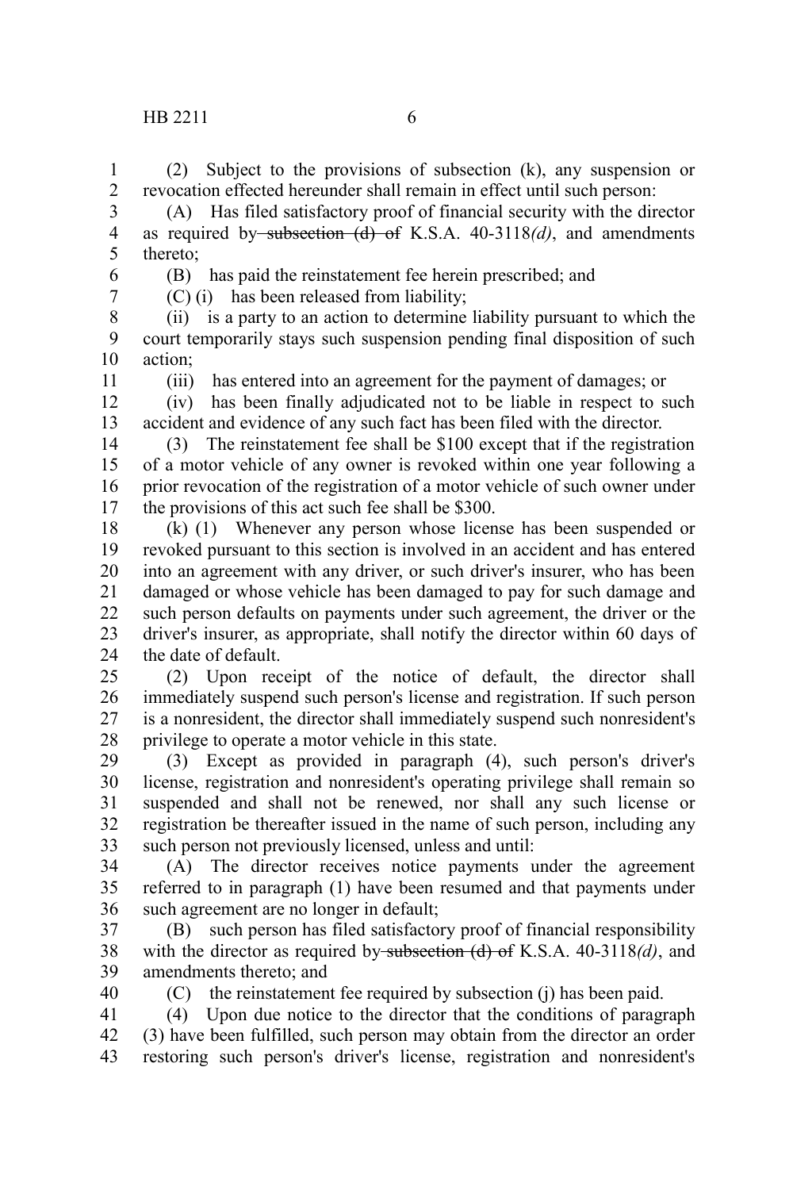(2) Subject to the provisions of subsection (k), any suspension or revocation effected hereunder shall remain in effect until such person:

(A) Has filed satisfactory proof of financial security with the director as required by ~~subsection (d) of~~ K.S.A. 40-3118*(d)*, and amendments thereto;

(B) has paid the reinstatement fee herein prescribed; and

(C) (i) has been released from liability;

(ii) is a party to an action to determine liability pursuant to which the court temporarily stays such suspension pending final disposition of such action;

(iii) has entered into an agreement for the payment of damages; or

(iv) has been finally adjudicated not to be liable in respect to such accident and evidence of any such fact has been filed with the director.

(3) The reinstatement fee shall be $100 except that if the registration of a motor vehicle of any owner is revoked within one year following a prior revocation of the registration of a motor vehicle of such owner under the provisions of this act such fee shall be $300.

(k) (1) Whenever any person whose license has been suspended or revoked pursuant to this section is involved in an accident and has entered into an agreement with any driver, or such driver's insurer, who has been damaged or whose vehicle has been damaged to pay for such damage and such person defaults on payments under such agreement, the driver or the driver's insurer, as appropriate, shall notify the director within 60 days of the date of default.

(2) Upon receipt of the notice of default, the director shall immediately suspend such person's license and registration. If such person is a nonresident, the director shall immediately suspend such nonresident's privilege to operate a motor vehicle in this state.

(3) Except as provided in paragraph (4), such person's driver's license, registration and nonresident's operating privilege shall remain so suspended and shall not be renewed, nor shall any such license or registration be thereafter issued in the name of such person, including any such person not previously licensed, unless and until:

(A) The director receives notice payments under the agreement referred to in paragraph (1) have been resumed and that payments under such agreement are no longer in default;

(B) such person has filed satisfactory proof of financial responsibility with the director as required by ~~subsection (d) of~~ K.S.A. 40-3118*(d)*, and amendments thereto; and

(C) the reinstatement fee required by subsection (j) has been paid.

(4) Upon due notice to the director that the conditions of paragraph (3) have been fulfilled, such person may obtain from the director an order restoring such person's driver's license, registration and nonresident's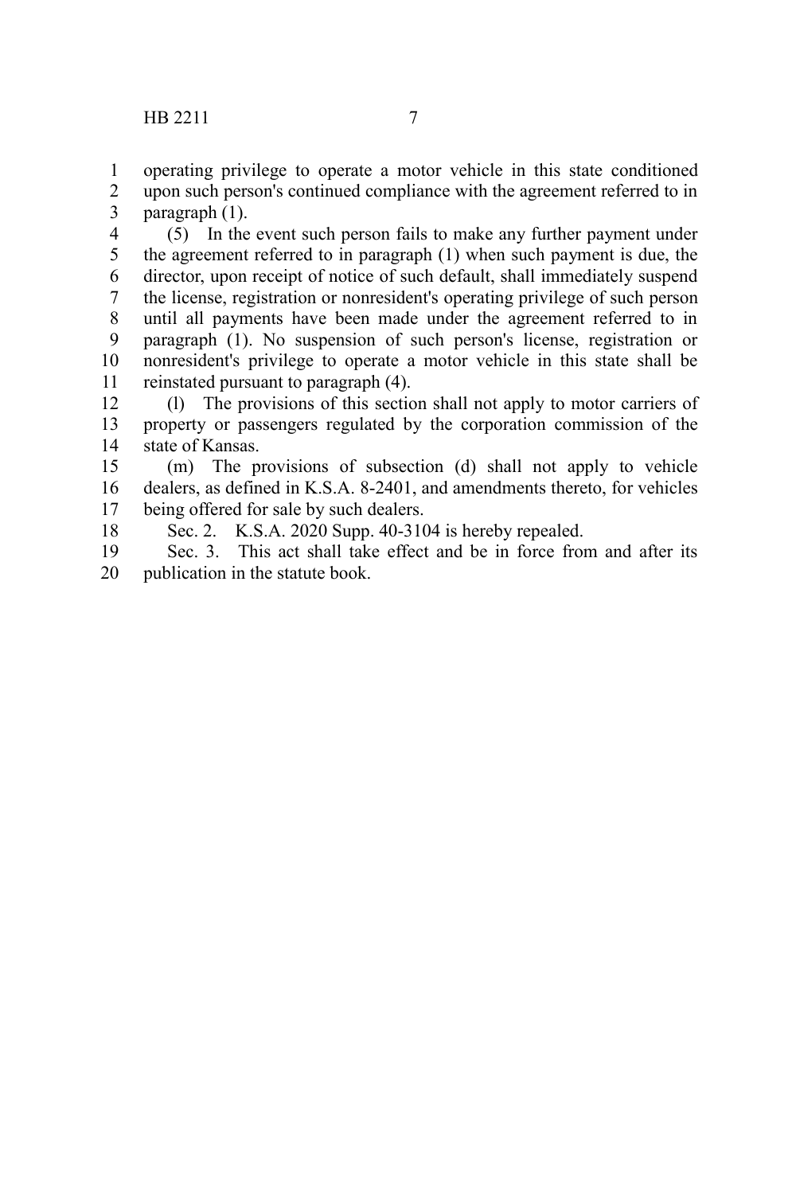operating privilege to operate a motor vehicle in this state conditioned upon such person's continued compliance with the agreement referred to in paragraph (1).

(5) In the event such person fails to make any further payment under the agreement referred to in paragraph (1) when such payment is due, the director, upon receipt of notice of such default, shall immediately suspend the license, registration or nonresident's operating privilege of such person until all payments have been made under the agreement referred to in paragraph (1). No suspension of such person's license, registration or nonresident's privilege to operate a motor vehicle in this state shall be reinstated pursuant to paragraph (4).

(l) The provisions of this section shall not apply to motor carriers of property or passengers regulated by the corporation commission of the state of Kansas.

(m) The provisions of subsection (d) shall not apply to vehicle dealers, as defined in K.S.A. 8-2401, and amendments thereto, for vehicles being offered for sale by such dealers.

Sec. 2. K.S.A. 2020 Supp. 40-3104 is hereby repealed.

Sec. 3. This act shall take effect and be in force from and after its publication in the statute book.